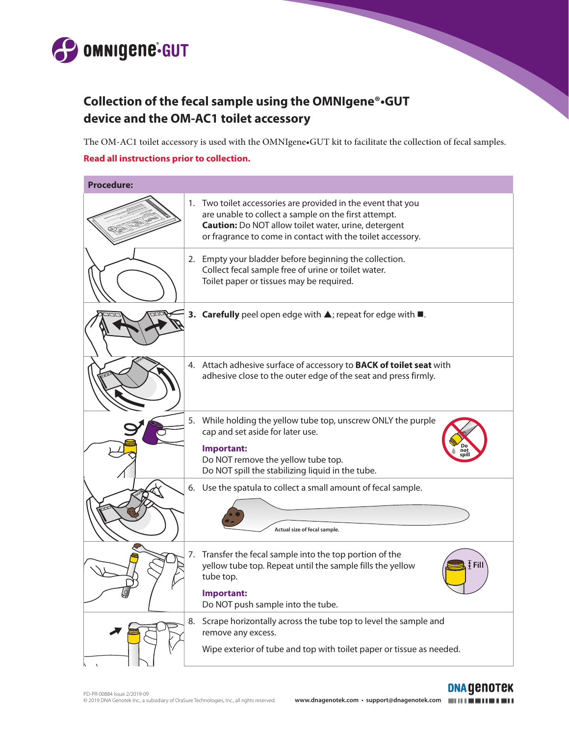# OMNIgene®•GUT

## Collection of the fecal sample using the OMNIgene®•GUT device and the OM-AC1 toilet accessory

The OM-AC1 toilet accessory is used with the OMNIgene•GUT kit to facilitate the collection of fecal samples.

**Read all instructions prior to collection.**

**Procedure:**

1. Two toilet accessories are provided in the event that you are unable to collect a sample on the first attempt.
   **Caution:** Do NOT allow toilet water, urine, detergent or fragrance to come in contact with the toilet accessory.

2. Empty your bladder before beginning the collection.
   Collect fecal sample free of urine or toilet water.
   Toilet paper or tissues may be required.

3. **Carefully** peel open edge with ▲; repeat for edge with ■.

4. Attach adhesive surface of accessory to **BACK of toilet seat** with adhesive close to the outer edge of the seat and press firmly.

5. While holding the yellow tube top, unscrew ONLY the purple cap and set aside for later use.

   **Important:**
   Do NOT remove the yellow tube top.
   Do NOT spill the stabilizing liquid in the tube.

   Do not spill

6. Use the spatula to collect a small amount of fecal sample.

   Actual size of fecal sample.

7. Transfer the fecal sample into the top portion of the yellow tube top. Repeat until the sample fills the yellow tube top.

   **Important:**
   Do NOT push sample into the tube.

   Fill

8. Scrape horizontally across the tube top to level the sample and remove any excess.

   Wipe exterior of tube and top with toilet paper or tissue as needed.

PD-PR-00884 Issue 2/2019-09
© 2019 DNA Genotek Inc., a subsidiary of OraSure Technologies, Inc., all rights reserved.

www.dnagenotek.com • support@dnagenotek.com

DNA genotek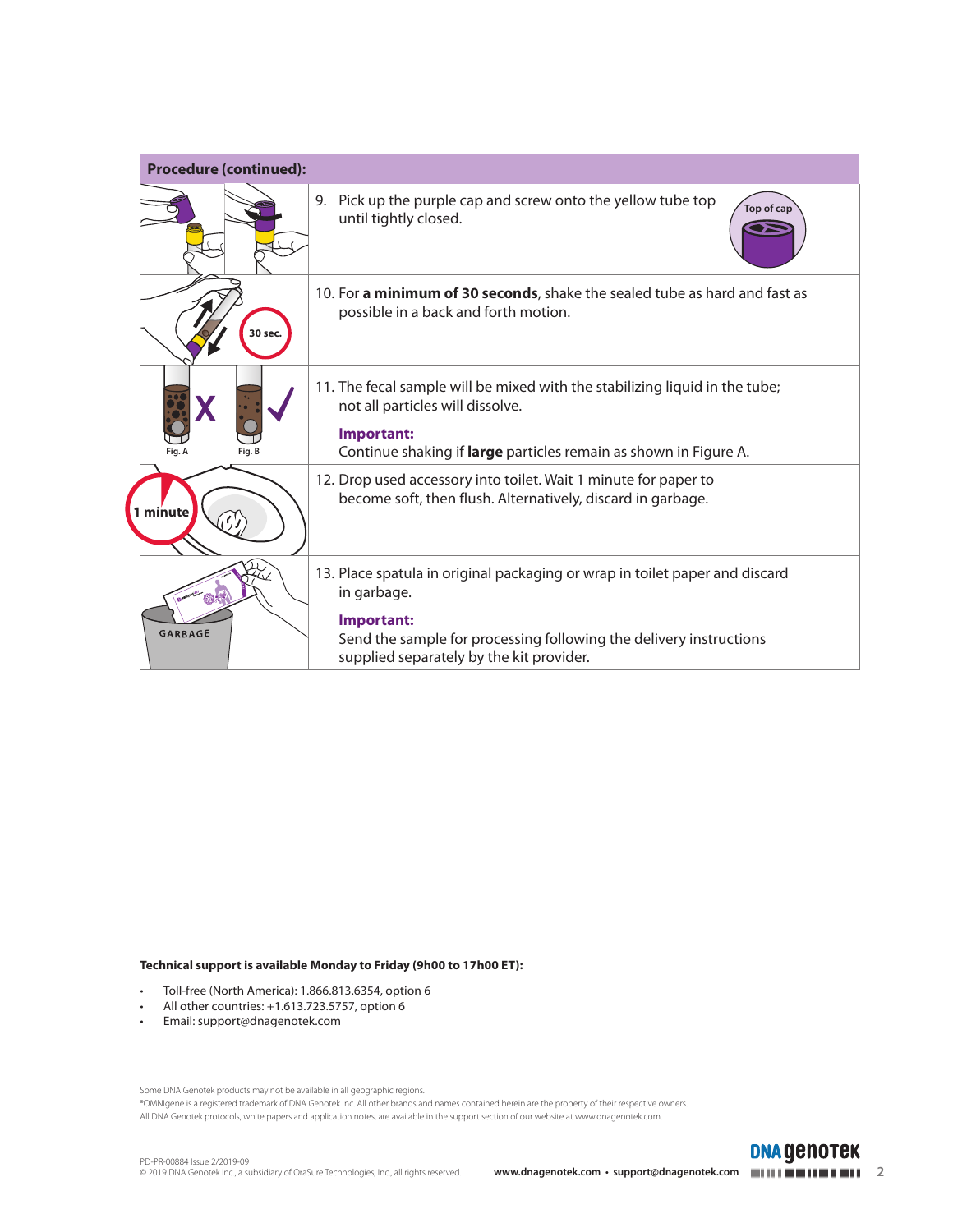## Procedure (continued):

9. Pick up the purple cap and screw onto the yellow tube top until tightly closed.

Top of cap

10. For **a minimum of 30 seconds**, shake the sealed tube as hard and fast as possible in a back and forth motion.

30 sec.

11. The fecal sample will be mixed with the stabilizing liquid in the tube; not all particles will dissolve.

**Important:**
Continue shaking if **large** particles remain as shown in Figure A.

Fig. A    Fig. B

12. Drop used accessory into toilet. Wait 1 minute for paper to become soft, then flush. Alternatively, discard in garbage.

1 minute

13. Place spatula in original packaging or wrap in toilet paper and discard in garbage.

**Important:**
Send the sample for processing following the delivery instructions supplied separately by the kit provider.

GARBAGE

**Technical support is available Monday to Friday (9h00 to 17h00 ET):**

- Toll-free (North America): 1.866.813.6354, option 6
- All other countries: +1.613.723.5757, option 6
- Email: support@dnagenotek.com

Some DNA Genotek products may not be available in all geographic regions.
®OMNIgene is a registered trademark of DNA Genotek Inc. All other brands and names contained herein are the property of their respective owners.
All DNA Genotek protocols, white papers and application notes, are available in the support section of our website at www.dnagenotek.com.

PD-PR-00884 Issue 2/2019-09
© 2019 DNA Genotek Inc., a subsidiary of OraSure Technologies, Inc., all rights reserved.

**www.dnagenotek.com • support@dnagenotek.com**

DNA genotek